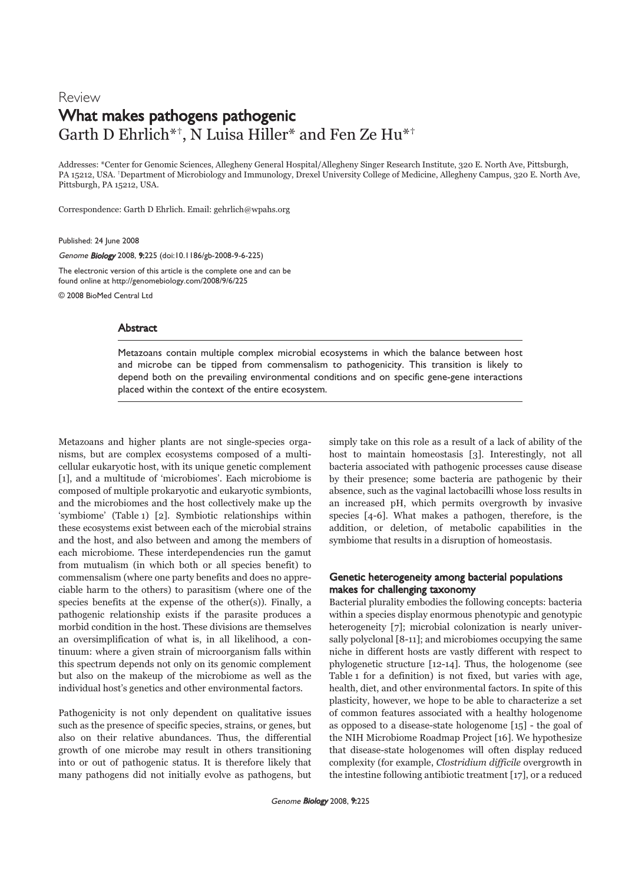Review

# What makes pathogens pathogenic

Garth D Ehrlich*[†], N Luisa Hiller* and Fen Ze Hu*[†]

Addresses: *Center for Genomic Sciences, Allegheny General Hospital/Allegheny Singer Research Institute, 320 E. North Ave, Pittsburgh, PA 15212, USA. [†]Department of Microbiology and Immunology, Drexel University College of Medicine, Allegheny Campus, 320 E. North Ave, Pittsburgh, PA 15212, USA.

Correspondence: Garth D Ehrlich. Email: gehrlich@wpahs.org

Published: 24 June 2008

*Genome Biology* 2008, **9**:225 (doi:10.1186/gb-2008-9-6-225)

The electronic version of this article is the complete one and can be found online at http://genomebiology.com/2008/9/6/225

© 2008 BioMed Central Ltd

## Abstract

Metazoans contain multiple complex microbial ecosystems in which the balance between host and microbe can be tipped from commensalism to pathogenicity. This transition is likely to depend both on the prevailing environmental conditions and on specific gene-gene interactions placed within the context of the entire ecosystem.

Metazoans and higher plants are not single-species organisms, but are complex ecosystems composed of a multicellular eukaryotic host, with its unique genetic complement [1], and a multitude of 'microbiomes'. Each microbiome is composed of multiple prokaryotic and eukaryotic symbionts, and the microbiomes and the host collectively make up the 'symbiome' (Table 1) [2]. Symbiotic relationships within these ecosystems exist between each of the microbial strains and the host, and also between and among the members of each microbiome. These interdependencies run the gamut from mutualism (in which both or all species benefit) to commensalism (where one party benefits and does no appreciable harm to the others) to parasitism (where one of the species benefits at the expense of the other(s)). Finally, a pathogenic relationship exists if the parasite produces a morbid condition in the host. These divisions are themselves an oversimplification of what is, in all likelihood, a continuum: where a given strain of microorganism falls within this spectrum depends not only on its genomic complement but also on the makeup of the microbiome as well as the individual host's genetics and other environmental factors.

Pathogenicity is not only dependent on qualitative issues such as the presence of specific species, strains, or genes, but also on their relative abundances. Thus, the differential growth of one microbe may result in others transitioning into or out of pathogenic status. It is therefore likely that many pathogens did not initially evolve as pathogens, but simply take on this role as a result of a lack of ability of the host to maintain homeostasis [3]. Interestingly, not all bacteria associated with pathogenic processes cause disease by their presence; some bacteria are pathogenic by their absence, such as the vaginal lactobacilli whose loss results in an increased pH, which permits overgrowth by invasive species [4-6]. What makes a pathogen, therefore, is the addition, or deletion, of metabolic capabilities in the symbiome that results in a disruption of homeostasis.

## Genetic heterogeneity among bacterial populations makes for challenging taxonomy

Bacterial plurality embodies the following concepts: bacteria within a species display enormous phenotypic and genotypic heterogeneity [7]; microbial colonization is nearly universally polyclonal [8-11]; and microbiomes occupying the same niche in different hosts are vastly different with respect to phylogenetic structure [12-14]. Thus, the hologenome (see Table 1 for a definition) is not fixed, but varies with age, health, diet, and other environmental factors. In spite of this plasticity, however, we hope to be able to characterize a set of common features associated with a healthy hologenome as opposed to a disease-state hologenome [15] - the goal of the NIH Microbiome Roadmap Project [16]. We hypothesize that disease-state hologenomes will often display reduced complexity (for example, *Clostridium difficile* overgrowth in the intestine following antibiotic treatment [17], or a reduced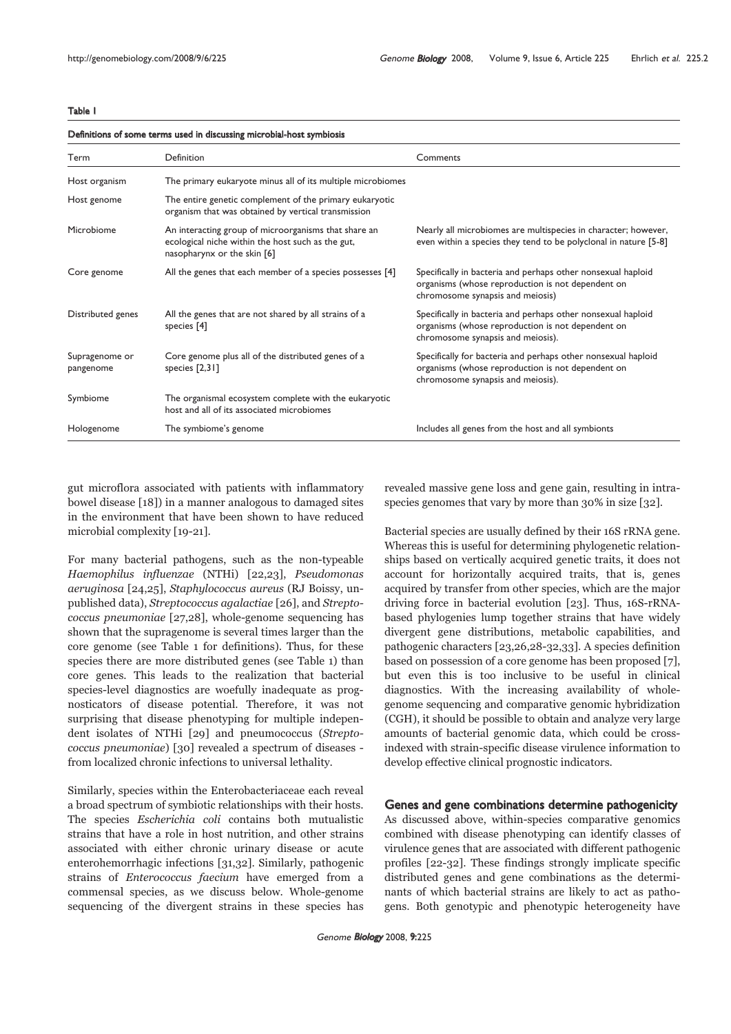**Table 1**

**Definitions of some terms used in discussing microbial-host symbiosis**

| Term | Definition | Comments |
|---|---|---|
| Host organism | The primary eukaryote minus all of its multiple microbiomes | |
| Host genome | The entire genetic complement of the primary eukaryotic organism that was obtained by vertical transmission | |
| Microbiome | An interacting group of microorganisms that share an ecological niche within the host such as the gut, nasopharynx or the skin [6] | Nearly all microbiomes are multispecies in character; however, even within a species they tend to be polyclonal in nature [5-8] |
| Core genome | All the genes that each member of a species possesses [4] | Specifically in bacteria and perhaps other nonsexual haploid organisms (whose reproduction is not dependent on chromosome synapsis and meiosis) |
| Distributed genes | All the genes that are not shared by all strains of a species [4] | Specifically in bacteria and perhaps other nonsexual haploid organisms (whose reproduction is not dependent on chromosome synapsis and meiosis). |
| Supragenome or pangenome | Core genome plus all of the distributed genes of a species [2,31] | Specifically for bacteria and perhaps other nonsexual haploid organisms (whose reproduction is not dependent on chromosome synapsis and meiosis). |
| Symbiome | The organismal ecosystem complete with the eukaryotic host and all of its associated microbiomes | |
| Hologenome | The symbiome's genome | Includes all genes from the host and all symbionts |

gut microflora associated with patients with inflammatory bowel disease [18]) in a manner analogous to damaged sites in the environment that have been shown to have reduced microbial complexity [19-21].

For many bacterial pathogens, such as the non-typeable *Haemophilus influenzae* (NTHi) [22,23], *Pseudomonas aeruginosa* [24,25], *Staphylococcus aureus* (RJ Boissy, unpublished data), *Streptococcus agalactiae* [26], and *Streptococcus pneumoniae* [27,28], whole-genome sequencing has shown that the supragenome is several times larger than the core genome (see Table 1 for definitions). Thus, for these species there are more distributed genes (see Table 1) than core genes. This leads to the realization that bacterial species-level diagnostics are woefully inadequate as prognosticators of disease potential. Therefore, it was not surprising that disease phenotyping for multiple independent isolates of NTHi [29] and pneumococcus (*Streptococcus pneumoniae*) [30] revealed a spectrum of diseases - from localized chronic infections to universal lethality.

Similarly, species within the Enterobacteriaceae each reveal a broad spectrum of symbiotic relationships with their hosts. The species *Escherichia coli* contains both mutualistic strains that have a role in host nutrition, and other strains associated with either chronic urinary disease or acute enterohemorrhagic infections [31,32]. Similarly, pathogenic strains of *Enterococcus faecium* have emerged from a commensal species, as we discuss below. Whole-genome sequencing of the divergent strains in these species has revealed massive gene loss and gene gain, resulting in intraspecies genomes that vary by more than 30% in size [32].

Bacterial species are usually defined by their 16S rRNA gene. Whereas this is useful for determining phylogenetic relationships based on vertically acquired genetic traits, it does not account for horizontally acquired traits, that is, genes acquired by transfer from other species, which are the major driving force in bacterial evolution [23]. Thus, 16S-rRNA-based phylogenies lump together strains that have widely divergent gene distributions, metabolic capabilities, and pathogenic characters [23,26,28-32,33]. A species definition based on possession of a core genome has been proposed [7], but even this is too inclusive to be useful in clinical diagnostics. With the increasing availability of whole-genome sequencing and comparative genomic hybridization (CGH), it should be possible to obtain and analyze very large amounts of bacterial genomic data, which could be cross-indexed with strain-specific disease virulence information to develop effective clinical prognostic indicators.

## Genes and gene combinations determine pathogenicity

As discussed above, within-species comparative genomics combined with disease phenotyping can identify classes of virulence genes that are associated with different pathogenic profiles [22-32]. These findings strongly implicate specific distributed genes and gene combinations as the determinants of which bacterial strains are likely to act as pathogens. Both genotypic and phenotypic heterogeneity have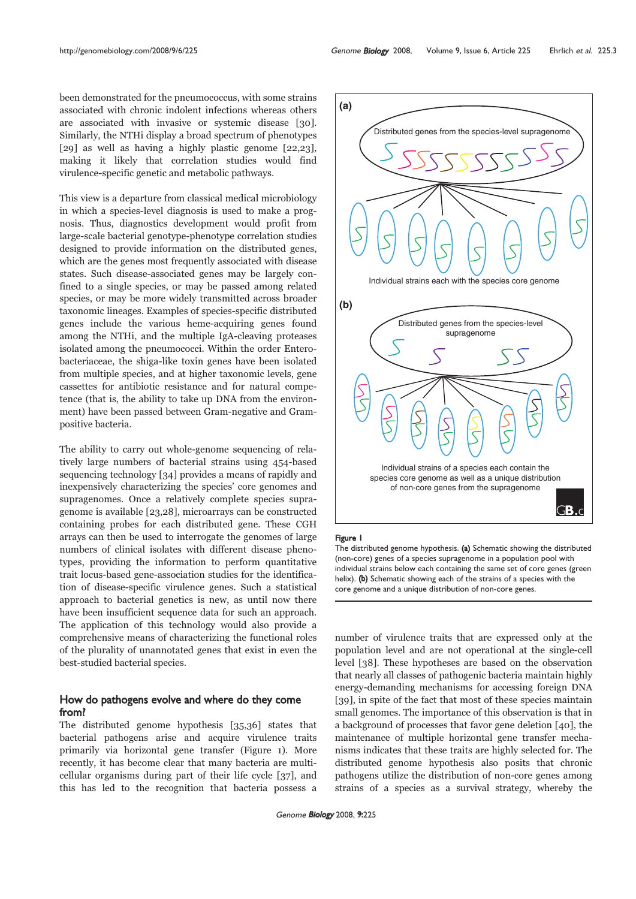been demonstrated for the pneumococcus, with some strains associated with chronic indolent infections whereas others are associated with invasive or systemic disease [30]. Similarly, the NTHi display a broad spectrum of phenotypes [29] as well as having a highly plastic genome [22,23], making it likely that correlation studies would find virulence-specific genetic and metabolic pathways.

This view is a departure from classical medical microbiology in which a species-level diagnosis is used to make a prognosis. Thus, diagnostics development would profit from large-scale bacterial genotype-phenotype correlation studies designed to provide information on the distributed genes, which are the genes most frequently associated with disease states. Such disease-associated genes may be largely confined to a single species, or may be passed among related species, or may be more widely transmitted across broader taxonomic lineages. Examples of species-specific distributed genes include the various heme-acquiring genes found among the NTHi, and the multiple IgA-cleaving proteases isolated among the pneumococci. Within the order Enterobacteriaceae, the shiga-like toxin genes have been isolated from multiple species, and at higher taxonomic levels, gene cassettes for antibiotic resistance and for natural competence (that is, the ability to take up DNA from the environment) have been passed between Gram-negative and Gram-positive bacteria.

The ability to carry out whole-genome sequencing of relatively large numbers of bacterial strains using 454-based sequencing technology [34] provides a means of rapidly and inexpensively characterizing the species' core genomes and supragenomes. Once a relatively complete species supragenome is available [23,28], microarrays can be constructed containing probes for each distributed gene. These CGH arrays can then be used to interrogate the genomes of large numbers of clinical isolates with different disease phenotypes, providing the information to perform quantitative trait locus-based gene-association studies for the identification of disease-specific virulence genes. Such a statistical approach to bacterial genetics is new, as until now there have been insufficient sequence data for such an approach. The application of this technology would also provide a comprehensive means of characterizing the functional roles of the plurality of unannotated genes that exist in even the best-studied bacterial species.

## How do pathogens evolve and where do they come from?

The distributed genome hypothesis [35,36] states that bacterial pathogens arise and acquire virulence traits primarily via horizontal gene transfer (Figure 1). More recently, it has become clear that many bacteria are multicellular organisms during part of their life cycle [37], and this has led to the recognition that bacteria possess a number of virulence traits that are expressed only at the population level and are not operational at the single-cell level [38]. These hypotheses are based on the observation that nearly all classes of pathogenic bacteria maintain highly energy-demanding mechanisms for accessing foreign DNA [39], in spite of the fact that most of these species maintain small genomes. The importance of this observation is that in a background of processes that favor gene deletion [40], the maintenance of multiple horizontal gene transfer mechanisms indicates that these traits are highly selected for. The distributed genome hypothesis also posits that chronic pathogens utilize the distribution of non-core genes among strains of a species as a survival strategy, whereby the

**Figure 1**
The distributed genome hypothesis. **(a)** Schematic showing the distributed (non-core) genes of a species supragenome in a population pool with individual strains below each containing the same set of core genes (green helix). **(b)** Schematic showing each of the strains of a species with the core genome and a unique distribution of non-core genes.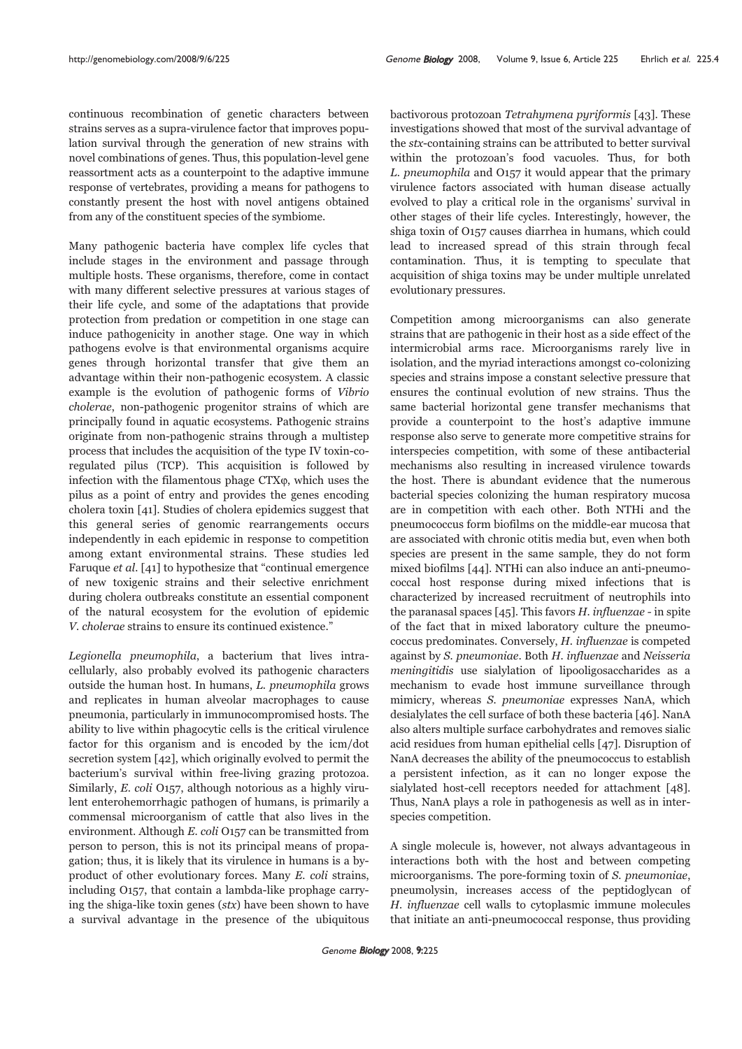continuous recombination of genetic characters between strains serves as a supra-virulence factor that improves population survival through the generation of new strains with novel combinations of genes. Thus, this population-level gene reassortment acts as a counterpoint to the adaptive immune response of vertebrates, providing a means for pathogens to constantly present the host with novel antigens obtained from any of the constituent species of the symbiome.

Many pathogenic bacteria have complex life cycles that include stages in the environment and passage through multiple hosts. These organisms, therefore, come in contact with many different selective pressures at various stages of their life cycle, and some of the adaptations that provide protection from predation or competition in one stage can induce pathogenicity in another stage. One way in which pathogens evolve is that environmental organisms acquire genes through horizontal transfer that give them an advantage within their non-pathogenic ecosystem. A classic example is the evolution of pathogenic forms of *Vibrio cholerae*, non-pathogenic progenitor strains of which are principally found in aquatic ecosystems. Pathogenic strains originate from non-pathogenic strains through a multistep process that includes the acquisition of the type IV toxin-co-regulated pilus (TCP). This acquisition is followed by infection with the filamentous phage CTXφ, which uses the pilus as a point of entry and provides the genes encoding cholera toxin [41]. Studies of cholera epidemics suggest that this general series of genomic rearrangements occurs independently in each epidemic in response to competition among extant environmental strains. These studies led Faruque *et al*. [41] to hypothesize that "continual emergence of new toxigenic strains and their selective enrichment during cholera outbreaks constitute an essential component of the natural ecosystem for the evolution of epidemic *V. cholerae* strains to ensure its continued existence."

*Legionella pneumophila*, a bacterium that lives intracellularly, also probably evolved its pathogenic characters outside the human host. In humans, *L. pneumophila* grows and replicates in human alveolar macrophages to cause pneumonia, particularly in immunocompromised hosts. The ability to live within phagocytic cells is the critical virulence factor for this organism and is encoded by the icm/dot secretion system [42], which originally evolved to permit the bacterium's survival within free-living grazing protozoa. Similarly, *E. coli* O157, although notorious as a highly virulent enterohemorrhagic pathogen of humans, is primarily a commensal microorganism of cattle that also lives in the environment. Although *E. coli* O157 can be transmitted from person to person, this is not its principal means of propagation; thus, it is likely that its virulence in humans is a by-product of other evolutionary forces. Many *E. coli* strains, including O157, that contain a lambda-like prophage carrying the shiga-like toxin genes (*stx*) have been shown to have a survival advantage in the presence of the ubiquitous bactivorous protozoan *Tetrahymena pyriformis* [43]. These investigations showed that most of the survival advantage of the *stx*-containing strains can be attributed to better survival within the protozoan's food vacuoles. Thus, for both *L. pneumophila* and O157 it would appear that the primary virulence factors associated with human disease actually evolved to play a critical role in the organisms' survival in other stages of their life cycles. Interestingly, however, the shiga toxin of O157 causes diarrhea in humans, which could lead to increased spread of this strain through fecal contamination. Thus, it is tempting to speculate that acquisition of shiga toxins may be under multiple unrelated evolutionary pressures.

Competition among microorganisms can also generate strains that are pathogenic in their host as a side effect of the intermicrobial arms race. Microorganisms rarely live in isolation, and the myriad interactions amongst co-colonizing species and strains impose a constant selective pressure that ensures the continual evolution of new strains. Thus the same bacterial horizontal gene transfer mechanisms that provide a counterpoint to the host's adaptive immune response also serve to generate more competitive strains for interspecies competition, with some of these antibacterial mechanisms also resulting in increased virulence towards the host. There is abundant evidence that the numerous bacterial species colonizing the human respiratory mucosa are in competition with each other. Both NTHi and the pneumococcus form biofilms on the middle-ear mucosa that are associated with chronic otitis media but, even when both species are present in the same sample, they do not form mixed biofilms [44]. NTHi can also induce an anti-pneumococcal host response during mixed infections that is characterized by increased recruitment of neutrophils into the paranasal spaces [45]. This favors *H. influenzae* - in spite of the fact that in mixed laboratory culture the pneumococcus predominates. Conversely, *H. influenzae* is competed against by *S. pneumoniae*. Both *H. influenzae* and *Neisseria meningitidis* use sialylation of lipooligosaccharides as a mechanism to evade host immune surveillance through mimicry, whereas *S. pneumoniae* expresses NanA, which desialylates the cell surface of both these bacteria [46]. NanA also alters multiple surface carbohydrates and removes sialic acid residues from human epithelial cells [47]. Disruption of NanA decreases the ability of the pneumococcus to establish a persistent infection, as it can no longer expose the sialylated host-cell receptors needed for attachment [48]. Thus, NanA plays a role in pathogenesis as well as in interspecies competition.

A single molecule is, however, not always advantageous in interactions both with the host and between competing microorganisms. The pore-forming toxin of *S. pneumoniae*, pneumolysin, increases access of the peptidoglycan of *H. influenzae* cell walls to cytoplasmic immune molecules that initiate an anti-pneumococcal response, thus providing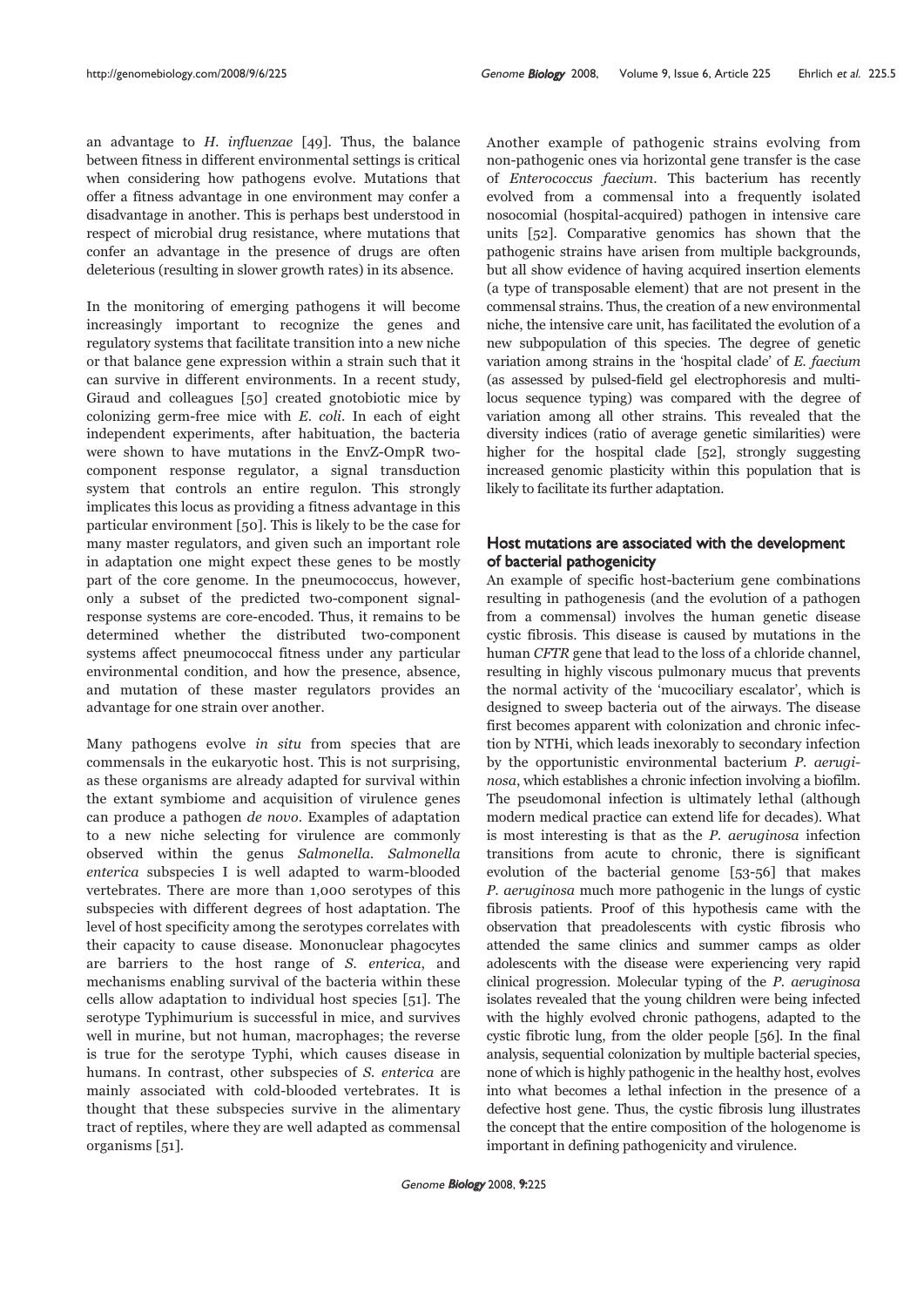an advantage to *H. influenzae* [49]. Thus, the balance between fitness in different environmental settings is critical when considering how pathogens evolve. Mutations that offer a fitness advantage in one environment may confer a disadvantage in another. This is perhaps best understood in respect of microbial drug resistance, where mutations that confer an advantage in the presence of drugs are often deleterious (resulting in slower growth rates) in its absence.

In the monitoring of emerging pathogens it will become increasingly important to recognize the genes and regulatory systems that facilitate transition into a new niche or that balance gene expression within a strain such that it can survive in different environments. In a recent study, Giraud and colleagues [50] created gnotobiotic mice by colonizing germ-free mice with *E. coli*. In each of eight independent experiments, after habituation, the bacteria were shown to have mutations in the EnvZ-OmpR two-component response regulator, a signal transduction system that controls an entire regulon. This strongly implicates this locus as providing a fitness advantage in this particular environment [50]. This is likely to be the case for many master regulators, and given such an important role in adaptation one might expect these genes to be mostly part of the core genome. In the pneumococcus, however, only a subset of the predicted two-component signal-response systems are core-encoded. Thus, it remains to be determined whether the distributed two-component systems affect pneumococcal fitness under any particular environmental condition, and how the presence, absence, and mutation of these master regulators provides an advantage for one strain over another.

Many pathogens evolve *in situ* from species that are commensals in the eukaryotic host. This is not surprising, as these organisms are already adapted for survival within the extant symbiome and acquisition of virulence genes can produce a pathogen *de novo*. Examples of adaptation to a new niche selecting for virulence are commonly observed within the genus *Salmonella*. *Salmonella enterica* subspecies I is well adapted to warm-blooded vertebrates. There are more than 1,000 serotypes of this subspecies with different degrees of host adaptation. The level of host specificity among the serotypes correlates with their capacity to cause disease. Mononuclear phagocytes are barriers to the host range of *S. enterica*, and mechanisms enabling survival of the bacteria within these cells allow adaptation to individual host species [51]. The serotype Typhimurium is successful in mice, and survives well in murine, but not human, macrophages; the reverse is true for the serotype Typhi, which causes disease in humans. In contrast, other subspecies of *S. enterica* are mainly associated with cold-blooded vertebrates. It is thought that these subspecies survive in the alimentary tract of reptiles, where they are well adapted as commensal organisms [51].

Another example of pathogenic strains evolving from non-pathogenic ones via horizontal gene transfer is the case of *Enterococcus faecium*. This bacterium has recently evolved from a commensal into a frequently isolated nosocomial (hospital-acquired) pathogen in intensive care units [52]. Comparative genomics has shown that the pathogenic strains have arisen from multiple backgrounds, but all show evidence of having acquired insertion elements (a type of transposable element) that are not present in the commensal strains. Thus, the creation of a new environmental niche, the intensive care unit, has facilitated the evolution of a new subpopulation of this species. The degree of genetic variation among strains in the 'hospital clade' of *E. faecium* (as assessed by pulsed-field gel electrophoresis and multi-locus sequence typing) was compared with the degree of variation among all other strains. This revealed that the diversity indices (ratio of average genetic similarities) were higher for the hospital clade [52], strongly suggesting increased genomic plasticity within this population that is likely to facilitate its further adaptation.

## Host mutations are associated with the development of bacterial pathogenicity

An example of specific host-bacterium gene combinations resulting in pathogenesis (and the evolution of a pathogen from a commensal) involves the human genetic disease cystic fibrosis. This disease is caused by mutations in the human *CFTR* gene that lead to the loss of a chloride channel, resulting in highly viscous pulmonary mucus that prevents the normal activity of the 'mucociliary escalator', which is designed to sweep bacteria out of the airways. The disease first becomes apparent with colonization and chronic infection by NTHi, which leads inexorably to secondary infection by the opportunistic environmental bacterium *P. aeruginosa*, which establishes a chronic infection involving a biofilm. The pseudomonal infection is ultimately lethal (although modern medical practice can extend life for decades). What is most interesting is that as the *P. aeruginosa* infection transitions from acute to chronic, there is significant evolution of the bacterial genome [53-56] that makes *P. aeruginosa* much more pathogenic in the lungs of cystic fibrosis patients. Proof of this hypothesis came with the observation that preadolescents with cystic fibrosis who attended the same clinics and summer camps as older adolescents with the disease were experiencing very rapid clinical progression. Molecular typing of the *P. aeruginosa* isolates revealed that the young children were being infected with the highly evolved chronic pathogens, adapted to the cystic fibrotic lung, from the older people [56]. In the final analysis, sequential colonization by multiple bacterial species, none of which is highly pathogenic in the healthy host, evolves into what becomes a lethal infection in the presence of a defective host gene. Thus, the cystic fibrosis lung illustrates the concept that the entire composition of the hologenome is important in defining pathogenicity and virulence.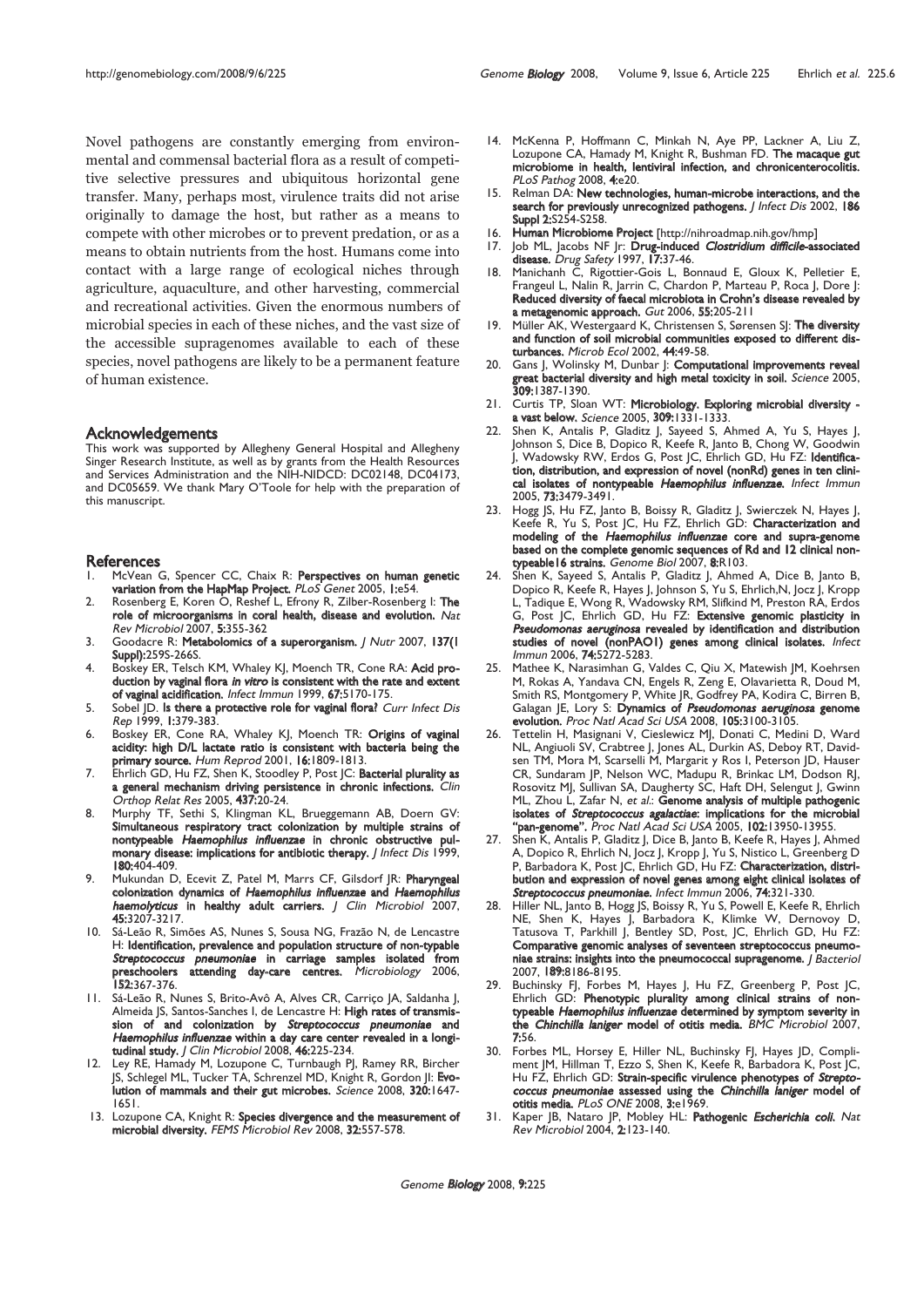Novel pathogens are constantly emerging from environmental and commensal bacterial flora as a result of competitive selective pressures and ubiquitous horizontal gene transfer. Many, perhaps most, virulence traits did not arise originally to damage the host, but rather as a means to compete with other microbes or to prevent predation, or as a means to obtain nutrients from the host. Humans come into contact with a large range of ecological niches through agriculture, aquaculture, and other harvesting, commercial and recreational activities. Given the enormous numbers of microbial species in each of these niches, and the vast size of the accessible supragenomes available to each of these species, novel pathogens are likely to be a permanent feature of human existence.

## Acknowledgements

This work was supported by Allegheny General Hospital and Allegheny Singer Research Institute, as well as by grants from the Health Resources and Services Administration and the NIH-NIDCD: DC02148, DC04173, and DC05659. We thank Mary O'Toole for help with the preparation of this manuscript.

## References

1. McVean G, Spencer CC, Chaix R: **Perspectives on human genetic variation from the HapMap Project.** *PLoS Genet* 2005, **1**:e54.
2. Rosenberg E, Koren O, Reshef L, Efrony R, Zilber-Rosenberg I: **The role of microorganisms in coral health, disease and evolution.** *Nat Rev Microbiol* 2007, **5**:355-362
3. Goodacre R: **Metabolomics of a superorganism.** *J Nutr* 2007, **137(1 Suppl)**:259S-266S.
4. Boskey ER, Telsch KM, Whaley KJ, Moench TR, Cone RA: **Acid production by vaginal flora *in vitro* is consistent with the rate and extent of vaginal acidification.** *Infect Immun* 1999, **67**:5170-175.
5. Sobel JD. **Is there a protective role for vaginal flora?** *Curr Infect Dis Rep* 1999, **1**:379-383.
6. Boskey ER, Cone RA, Whaley KJ, Moench TR: **Origins of vaginal acidity: high D/L lactate ratio is consistent with bacteria being the primary source.** *Hum Reprod* 2001, **16**:1809-1813.
7. Ehrlich GD, Hu FZ, Shen K, Stoodley P, Post JC: **Bacterial plurality as a general mechanism driving persistence in chronic infections.** *Clin Orthop Relat Res* 2005, **437**:20-24.
8. Murphy TF, Sethi S, Klingman KL, Brueggemann AB, Doern GV: **Simultaneous respiratory tract colonization by multiple strains of nontypeable *Haemophilus influenzae* in chronic obstructive pulmonary disease: implications for antibiotic therapy.** *J Infect Dis* 1999, **180**:404-409.
9. Mukundan D, Ecevit Z, Patel M, Marrs CF, Gilsdorf JR: **Pharyngeal colonization dynamics of *Haemophilus influenzae* and *Haemophilus haemolyticus* in healthy adult carriers.** *J Clin Microbiol* 2007, **45**:3207-3217.
10. Sá-Leão R, Simões AS, Nunes S, Sousa NG, Frazão N, de Lencastre H: **Identification, prevalence and population structure of non-typable *Streptococcus pneumoniae* in carriage samples isolated from preschoolers attending day-care centres.** *Microbiology* 2006, **152**:367-376.
11. Sá-Leão R, Nunes S, Brito-Avô A, Alves CR, Carriço JA, Saldanha J, Almeida JS, Santos-Sanches I, de Lencastre H: **High rates of transmission of and colonization by *Streptococcus pneumoniae* and *Haemophilus influenzae* within a day care center revealed in a longitudinal study.** *J Clin Microbiol* 2008, **46**:225-234.
12. Ley RE, Hamady M, Lozupone C, Turnbaugh PJ, Ramey RR, Bircher JS, Schlegel ML, Tucker TA, Schrenzel MD, Knight R, Gordon JI: **Evolution of mammals and their gut microbes.** *Science* 2008, **320**:1647-1651.
13. Lozupone CA, Knight R: **Species divergence and the measurement of microbial diversity.** *FEMS Microbiol Rev* 2008, **32**:557-578.
14. McKenna P, Hoffmann C, Minkah N, Aye PP, Lackner A, Liu Z, Lozupone CA, Hamady M, Knight R, Bushman FD. **The macaque gut microbiome in health, lentiviral infection, and chronicenterocolitis.** *PLoS Pathog* 2008, **4**:e20.
15. Relman DA: **New technologies, human-microbe interactions, and the search for previously unrecognized pathogens.** *J Infect Dis* 2002, **186 Suppl 2**:S254-S258.
16. **Human Microbiome Project** [http://nihroadmap.nih.gov/hmp]
17. Job ML, Jacobs NF Jr: **Drug-induced *Clostridium difficile*-associated disease.** *Drug Safety* 1997, **17**:37-46.
18. Manichanh C, Rigottier-Gois L, Bonnaud E, Gloux K, Pelletier E, Frangeul L, Nalin R, Jarrin C, Chardon P, Marteau P, Roca J, Dore J: **Reduced diversity of faecal microbiota in Crohn's disease revealed by a metagenomic approach.** *Gut* 2006, **55**:205-211
19. Müller AK, Westergaard K, Christensen S, Sørensen SJ: **The diversity and function of soil microbial communities exposed to different disturbances.** *Microb Ecol* 2002, **44**:49-58.
20. Gans J, Wolinsky M, Dunbar J: **Computational improvements reveal great bacterial diversity and high metal toxicity in soil.** *Science* 2005, **309**:1387-1390.
21. Curtis TP, Sloan WT: **Microbiology. Exploring microbial diversity - a vast below.** *Science* 2005, **309**:1331-1333.
22. Shen K, Antalis P, Gladitz J, Sayeed S, Ahmed A, Yu S, Hayes J, Johnson S, Dice B, Dopico R, Keefe R, Janto B, Chong W, Goodwin J, Wadowsky RW, Erdos G, Post JC, Ehrlich GD, Hu FZ: **Identification, distribution, and expression of novel (nonRd) genes in ten clinical isolates of nontypeable *Haemophilus influenzae*.** *Infect Immun* 2005, **73**:3479-3491.
23. Hogg JS, Hu FZ, Janto B, Boissy R, Gladitz J, Swierczek N, Hayes J, Keefe R, Yu S, Post JC, Hu FZ, Ehrlich GD: **Characterization and modeling of the *Haemophilus influenzae* core and supra-genome based on the complete genomic sequences of Rd and 12 clinical nontypeable16 strains.** *Genome Biol* 2007, **8**:R103.
24. Shen K, Sayeed S, Antalis P, Gladitz J, Ahmed A, Dice B, Janto B, Dopico R, Keefe R, Hayes J, Johnson S, Yu S, Ehrlich,N, Jocz J, Kropp L, Tadique E, Wong R, Wadowsky RM, Slifkind M, Preston RA, Erdos G, Post JC, Ehrlich GD, Hu FZ: **Extensive genomic plasticity in *Pseudomonas aeruginosa* revealed by identification and distribution studies of novel (nonPAO1) genes among clinical isolates.** *Infect Immun* 2006, **74**:5272-5283.
25. Mathee K, Narasimhan G, Valdes C, Qiu X, Matewish JM, Koehrsen M, Rokas A, Yandava CN, Engels R, Zeng E, Olavarietta R, Doud M, Smith RS, Montgomery P, White JR, Godfrey PA, Kodira C, Birren B, Galagan JE, Lory S: **Dynamics of *Pseudomonas aeruginosa* genome evolution.** *Proc Natl Acad Sci USA* 2008, **105**:3100-3105.
26. Tettelin H, Masignani V, Cieslewicz MJ, Donati C, Medini D, Ward NL, Angiuoli SV, Crabtree J, Jones AL, Durkin AS, Deboy RT, Davidsen TM, Mora M, Scarselli M, Margarit y Ros I, Peterson JD, Hauser CR, Sundaram JP, Nelson WC, Madupu R, Brinkac LM, Dodson RJ, Rosovitz MJ, Sullivan SA, Daugherty SC, Haft DH, Selengut J, Gwinn ML, Zhou L, Zafar N, *et al.*: **Genome analysis of multiple pathogenic isolates of *Streptococcus agalactiae*: implications for the microbial "pan-genome".** *Proc Natl Acad Sci USA* 2005, **102**:13950-13955.
27. Shen K, Antalis P, Gladitz J, Dice B, Janto B, Keefe R, Hayes J, Ahmed A, Dopico R, Ehrlich N, Jocz J, Kropp J, Yu S, Nistico L, Greenberg D P, Barbadora K, Post JC, Ehrlich GD, Hu FZ: **Characterization, distribution and expression of novel genes among eight clinical isolates of *Streptococcus pneumoniae*.** *Infect Immun* 2006, **74**:321-330.
28. Hiller NL, Janto B, Hogg JS, Boissy R, Yu S, Powell E, Keefe R, Ehrlich NE, Shen K, Hayes J, Barbadora K, Klimke W, Dernovoy D, Tatusova T, Parkhill J, Bentley SD, Post, JC, Ehrlich GD, Hu FZ: **Comparative genomic analyses of seventeen streptococcus pneumoniae strains: insights into the pneumococcal supragenome.** *J Bacteriol* 2007, **189**:8186-8195.
29. Buchinsky FJ, Forbes M, Hayes J, Hu FZ, Greenberg P, Post JC, Ehrlich GD: **Phenotypic plurality among clinical strains of nontypeable *Haemophilus influenzae* determined by symptom severity in the *Chinchilla laniger* model of otitis media.** *BMC Microbiol* 2007, **7**:56.
30. Forbes ML, Horsey E, Hiller NL, Buchinsky FJ, Hayes JD, Compliment JM, Hillman T, Ezzo S, Shen K, Keefe R, Barbadora K, Post JC, Hu FZ, Ehrlich GD: **Strain-specific virulence phenotypes of *Streptococcus pneumoniae* assessed using the *Chinchilla laniger* model of otitis media.** *PLoS ONE* 2008, **3**:e1969.
31. Kaper JB, Nataro JP, Mobley HL: **Pathogenic *Escherichia coli*.** *Nat Rev Microbiol* 2004, **2**:123-140.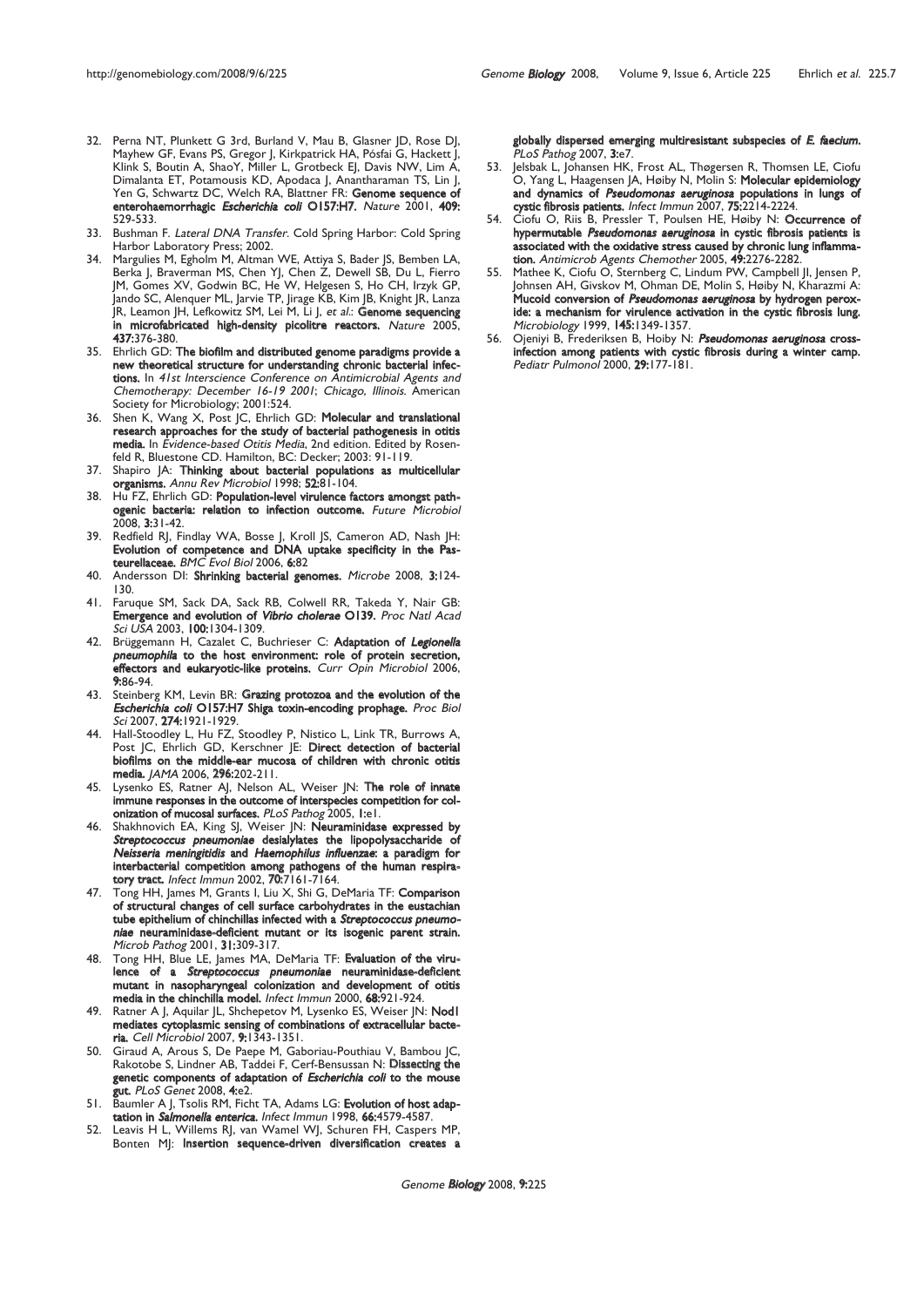32. Perna NT, Plunkett G 3rd, Burland V, Mau B, Glasner JD, Rose DJ, Mayhew GF, Evans PS, Gregor J, Kirkpatrick HA, Pósfai G, Hackett J, Klink S, Boutin A, ShaoY, Miller L, Grotbeck EJ, Davis NW, Lim A, Dimalanta ET, Potamousis KD, Apodaca J, Anantharaman TS, Lin J, Yen G, Schwartz DC, Welch RA, Blattner FR: **Genome sequence of enterohaemorrhagic *Escherichia coli* O157:H7.** *Nature* 2001, **409:** 529-533.
33. Bushman F. *Lateral DNA Transfer*. Cold Spring Harbor: Cold Spring Harbor Laboratory Press; 2002.
34. Margulies M, Egholm M, Altman WE, Attiya S, Bader JS, Bemben LA, Berka J, Braverman MS, Chen YJ, Chen Z, Dewell SB, Du L, Fierro JM, Gomes XV, Godwin BC, He W, Helgesen S, Ho CH, Irzyk GP, Jando SC, Alenquer ML, Jarvie TP, Jirage KB, Kim JB, Knight JR, Lanza JR, Leamon JH, Lefkowitz SM, Lei M, Li J, *et al.*: **Genome sequencing in microfabricated high-density picolitre reactors.** *Nature* 2005, **437:**376-380.
35. Ehrlich GD: **The biofilm and distributed genome paradigms provide a new theoretical structure for understanding chronic bacterial infections.** In *41st Interscience Conference on Antimicrobial Agents and Chemotherapy: December 16-19 2001; Chicago, Illinois.* American Society for Microbiology; 2001:524.
36. Shen K, Wang X, Post JC, Ehrlich GD: **Molecular and translational research approaches for the study of bacterial pathogenesis in otitis media.** In *Evidence-based Otitis Media*, 2nd edition. Edited by Rosenfeld R, Bluestone CD. Hamilton, BC: Decker; 2003: 91-119.
37. Shapiro JA: **Thinking about bacterial populations as multicellular organisms.** *Annu Rev Microbiol* 1998; **52:**81-104.
38. Hu FZ, Ehrlich GD: **Population-level virulence factors amongst pathogenic bacteria: relation to infection outcome.** *Future Microbiol* 2008, **3:**31-42.
39. Redfield RJ, Findlay WA, Bosse J, Kroll JS, Cameron AD, Nash JH: **Evolution of competence and DNA uptake specificity in the Pasteurellaceae.** *BMC Evol Biol* 2006, **6:**82
40. Andersson DI: **Shrinking bacterial genomes.** *Microbe* 2008, **3:**124-130.
41. Faruque SM, Sack DA, Sack RB, Colwell RR, Takeda Y, Nair GB: **Emergence and evolution of *Vibrio cholerae* O139.** *Proc Natl Acad Sci USA* 2003, **100:**1304-1309.
42. Brüggemann H, Cazalet C, Buchrieser C: **Adaptation of *Legionella pneumophila* to the host environment: role of protein secretion, effectors and eukaryotic-like proteins.** *Curr Opin Microbiol* 2006, **9:**86-94.
43. Steinberg KM, Levin BR: **Grazing protozoa and the evolution of the *Escherichia coli* O157:H7 Shiga toxin-encoding prophage.** *Proc Biol Sci* 2007, **274:**1921-1929.
44. Hall-Stoodley L, Hu FZ, Stoodley P, Nistico L, Link TR, Burrows A, Post JC, Ehrlich GD, Kerschner JE: **Direct detection of bacterial biofilms on the middle-ear mucosa of children with chronic otitis media.** *JAMA* 2006, **296:**202-211.
45. Lysenko ES, Ratner AJ, Nelson AL, Weiser JN: **The role of innate immune responses in the outcome of interspecies competition for colonization of mucosal surfaces.** *PLoS Pathog* 2005, **1:**e1.
46. Shakhnovich EA, King SJ, Weiser JN: **Neuraminidase expressed by *Streptococcus pneumoniae* desialylates the lipopolysaccharide of *Neisseria meningitidis* and *Haemophilus influenzae*: a paradigm for interbacterial competition among pathogens of the human respiratory tract.** *Infect Immun* 2002, **70:**7161-7164.
47. Tong HH, James M, Grants I, Liu X, Shi G, DeMaria TF: **Comparison of structural changes of cell surface carbohydrates in the eustachian tube epithelium of chinchillas infected with a *Streptococcus pneumoniae* neuraminidase-deficient mutant or its isogenic parent strain.** *Microb Pathog* 2001, **31:**309-317.
48. Tong HH, Blue LE, James MA, DeMaria TF: **Evaluation of the virulence of a *Streptococcus pneumoniae* neuraminidase-deficient mutant in nasopharyngeal colonization and development of otitis media in the chinchilla model.** *Infect Immun* 2000, **68:**921-924.
49. Ratner A J, Aquilar JL, Shchepetov M, Lysenko ES, Weiser JN: **Nod1 mediates cytoplasmic sensing of combinations of extracellular bacteria.** *Cell Microbiol* 2007, **9:**1343-1351.
50. Giraud A, Arous S, De Paepe M, Gaboriau-Pouthiau V, Bambou JC, Rakotobe S, Lindner AB, Taddei F, Cerf-Bensussan N: **Dissecting the genetic components of adaptation of *Escherichia coli* to the mouse gut.** *PLoS Genet* 2008, **4:**e2.
51. Baumler A J, Tsolis RM, Ficht TA, Adams LG: **Evolution of host adaptation in *Salmonella enterica*.** *Infect Immun* 1998, **66:**4579-4587.
52. Leavis H L, Willems RJ, van Wamel WJ, Schuren FH, Caspers MP, Bonten MJ: **Insertion sequence-driven diversification creates a globally dispersed emerging multiresistant subspecies of *E. faecium*.** *PLoS Pathog* 2007, **3:**e7.
53. Jelsbak L, Johansen HK, Frost AL, Thøgersen R, Thomsen LE, Ciofu O, Yang L, Haagensen JA, Høiby N, Molin S: **Molecular epidemiology and dynamics of *Pseudomonas aeruginosa* populations in lungs of cystic fibrosis patients.** *Infect Immun* 2007, **75:**2214-2224.
54. Ciofu O, Riis B, Pressler T, Poulsen HE, Høiby N: **Occurrence of hypermutable *Pseudomonas aeruginosa* in cystic fibrosis patients is associated with the oxidative stress caused by chronic lung inflammation.** *Antimicrob Agents Chemother* 2005, **49:**2276-2282.
55. Mathee K, Ciofu O, Sternberg C, Lindum PW, Campbell JI, Jensen P, Johnsen AH, Givskov M, Ohman DE, Molin S, Høiby N, Kharazmi A: **Mucoid conversion of *Pseudomonas aeruginosa* by hydrogen peroxide: a mechanism for virulence activation in the cystic fibrosis lung.** *Microbiology* 1999, **145:**1349-1357.
56. Ojeniyi B, Frederiksen B, Hoiby N: ***Pseudomonas aeruginosa* cross-infection among patients with cystic fibrosis during a winter camp.** *Pediatr Pulmonol* 2000, **29:**177-181.